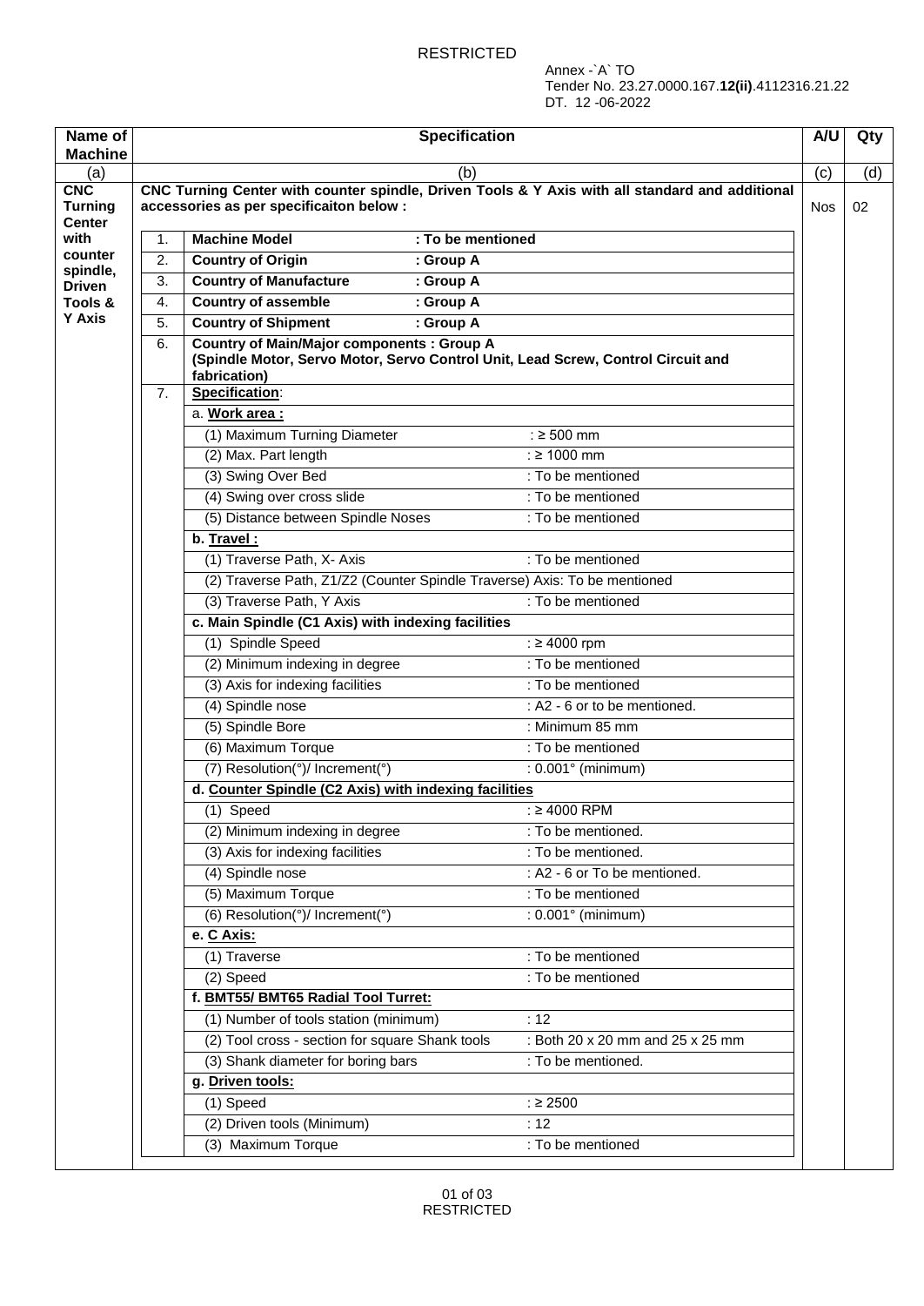Annex -`A` TO
Tender No. 23.27.0000.167.**12(ii)**.4112316.21.22
DT. 12 -06-2022

| Name of Machine | Specification | A/U | Qty |
|---|---|---|---|
| (a) | (b) | (c) | (d) |
| **CNC Turning Center with counter spindle, Driven Tools & Y Axis** | **CNC Turning Center with counter spindle, Driven Tools & Y Axis with all standard and additional accessories as per specificaiton below :** | Nos | 02 |
| | 1. **Machine Model** : **To be mentioned** | | |
| | 2. **Country of Origin** : **Group A** | | |
| | 3. **Country of Manufacture** : **Group A** | | |
| | 4. **Country of assemble** : **Group A** | | |
| | 5. **Country of Shipment** : **Group A** | | |
| | 6. **Country of Main/Major components : Group A (Spindle Motor, Servo Motor, Servo Control Unit, Lead Screw, Control Circuit and fabrication)** | | |
| | 7. **Specification**: | | |
| | a. **Work area :** | | |
| | (1) Maximum Turning Diameter : ≥ 500 mm | | |
| | (2) Max. Part length : ≥ 1000 mm | | |
| | (3) Swing Over Bed : To be mentioned | | |
| | (4) Swing over cross slide : To be mentioned | | |
| | (5) Distance between Spindle Noses : To be mentioned | | |
| | **b. Travel :** | | |
| | (1) Traverse Path, X- Axis : To be mentioned | | |
| | (2) Traverse Path, Z1/Z2 (Counter Spindle Traverse) Axis: To be mentioned | | |
| | (3) Traverse Path, Y Axis : To be mentioned | | |
| | **c. Main Spindle (C1 Axis) with indexing facilities** | | |
| | (1) Spindle Speed : ≥ 4000 rpm | | |
| | (2) Minimum indexing in degree : To be mentioned | | |
| | (3) Axis for indexing facilities : To be mentioned | | |
| | (4) Spindle nose : A2 - 6 or to be mentioned. | | |
| | (5) Spindle Bore : Minimum 85 mm | | |
| | (6) Maximum Torque : To be mentioned | | |
| | (7) Resolution(°)/ Increment(°) : 0.001° (minimum) | | |
| | **d. Counter Spindle (C2 Axis) with indexing facilities** | | |
| | (1) Speed : ≥ 4000 RPM | | |
| | (2) Minimum indexing in degree : To be mentioned. | | |
| | (3) Axis for indexing facilities : To be mentioned. | | |
| | (4) Spindle nose : A2 - 6 or To be mentioned. | | |
| | (5) Maximum Torque : To be mentioned | | |
| | (6) Resolution(°)/ Increment(°) : 0.001° (minimum) | | |
| | **e. C Axis:** | | |
| | (1) Traverse : To be mentioned | | |
| | (2) Speed : To be mentioned | | |
| | **f. BMT55/ BMT65 Radial Tool Turret:** | | |
| | (1) Number of tools station (minimum) : 12 | | |
| | (2) Tool cross - section for square Shank tools : Both 20 x 20 mm and 25 x 25 mm | | |
| | (3) Shank diameter for boring bars : To be mentioned. | | |
| | **g. Driven tools:** | | |
| | (1) Speed : ≥ 2500 | | |
| | (2) Driven tools (Minimum) : 12 | | |
| | (3) Maximum Torque : To be mentioned | | |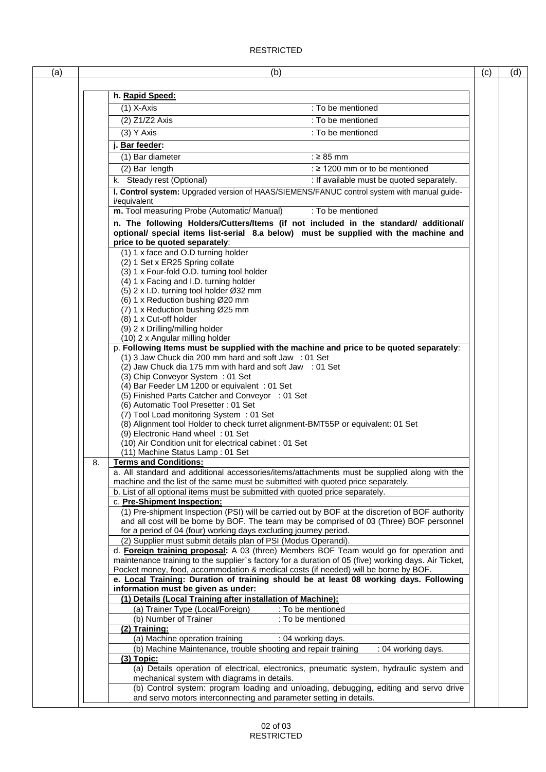RESTRICTED

| (a) | (b) | (c) | (d) |
|---|---|---|---|

**h. Rapid Speed:**

| | |
|---|---|
| (1) X-Axis | : To be mentioned |
| (2) Z1/Z2 Axis | : To be mentioned |
| (3) Y Axis | : To be mentioned |

**j. Bar feeder:**

| | |
|---|---|
| (1) Bar diameter | : ≥ 85 mm |
| (2) Bar length | : ≥ 1200 mm or to be mentioned |
| k. Steady rest (Optional) | : If available must be quoted separately. |

**l. Control system:** Upgraded version of HAAS/SIEMENS/FANUC control system with manual guide-i/equivalent

**m.** Tool measuring Probe (Automatic/ Manual) : To be mentioned

**n. The following Holders/Cutters/Items (if not included in the standard/ additional/ optional/ special items list-serial 8.a below) must be supplied with the machine and price to be quoted separately**:

(1) 1 x face and O.D turning holder
(2) 1 Set x ER25 Spring collate
(3) 1 x Four-fold O.D. turning tool holder
(4) 1 x Facing and I.D. turning holder
(5) 2 x I.D. turning tool holder Ø32 mm
(6) 1 x Reduction bushing Ø20 mm
(7) 1 x Reduction bushing Ø25 mm
(8) 1 x Cut-off holder
(9) 2 x Drilling/milling holder
(10) 2 x Angular milling holder

p. **Following Items must be supplied with the machine and price to be quoted separately**:

(1) 3 Jaw Chuck dia 200 mm hard and soft Jaw : 01 Set
(2) Jaw Chuck dia 175 mm with hard and soft Jaw : 01 Set
(3) Chip Conveyor System : 01 Set
(4) Bar Feeder LM 1200 or equivalent : 01 Set
(5) Finished Parts Catcher and Conveyor : 01 Set
(6) Automatic Tool Presetter : 01 Set
(7) Tool Load monitoring System : 01 Set
(8) Alignment tool Holder to check turret alignment-BMT55P or equivalent: 01 Set
(9) Electronic Hand wheel : 01 Set
(10) Air Condition unit for electrical cabinet : 01 Set
(11) Machine Status Lamp : 01 Set

8. **Terms and Conditions:**

a. All standard and additional accessories/items/attachments must be supplied along with the machine and the list of the same must be submitted with quoted price separately.

b. List of all optional items must be submitted with quoted price separately.

c. **Pre-Shipment Inspection:**

(1) Pre-shipment Inspection (PSI) will be carried out by BOF at the discretion of BOF authority and all cost will be borne by BOF. The team may be comprised of 03 (Three) BOF personnel for a period of 04 (four) working days excluding journey period.

(2) Supplier must submit details plan of PSI (Modus Operandi).

d. **Foreign training proposal:** A 03 (three) Members BOF Team would go for operation and maintenance training to the supplier`s factory for a duration of 05 (five) working days. Air Ticket, Pocket money, food, accommodation & medical costs (if needed) will be borne by BOF.

e. **Local Training: Duration of training should be at least 08 working days. Following information must be given as under:**

**(1) Details (Local Training after installation of Machine):**

| | |
|---|---|
| (a) Trainer Type (Local/Foreign) | : To be mentioned |
| (b) Number of Trainer | : To be mentioned |

**(2) Training:**

| | |
|---|---|
| (a) Machine operation training | : 04 working days. |
| (b) Machine Maintenance, trouble shooting and repair training | : 04 working days. |

**(3) Topic:**

(a) Details operation of electrical, electronics, pneumatic system, hydraulic system and mechanical system with diagrams in details.

(b) Control system: program loading and unloading, debugging, editing and servo drive and servo motors interconnecting and parameter setting in details.

RESTRICTED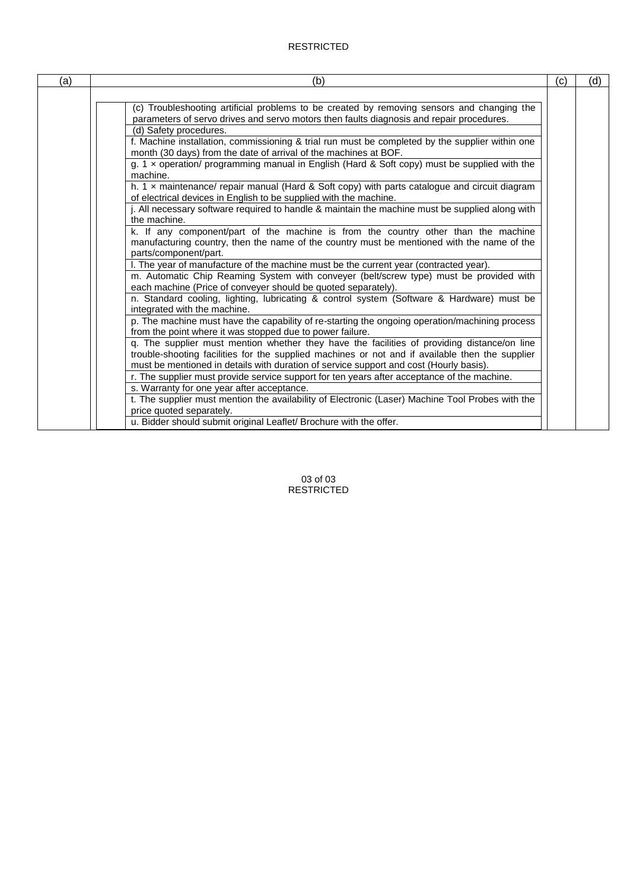| (a) | (b) | | (c) | (d) |
|---|---|---|---|---|
| | | (c) Troubleshooting artificial problems to be created by removing sensors and changing the parameters of servo drives and servo motors then faults diagnosis and repair procedures. | | |
| | | (d) Safety procedures. | | |
| | | f. Machine installation, commissioning & trial run must be completed by the supplier within one month (30 days) from the date of arrival of the machines at BOF. | | |
| | | g. 1 × operation/ programming manual in English (Hard & Soft copy) must be supplied with the machine. | | |
| | | h. 1 × maintenance/ repair manual (Hard & Soft copy) with parts catalogue and circuit diagram of electrical devices in English to be supplied with the machine. | | |
| | | j. All necessary software required to handle & maintain the machine must be supplied along with the machine. | | |
| | | k. If any component/part of the machine is from the country other than the machine manufacturing country, then the name of the country must be mentioned with the name of the parts/component/part. | | |
| | | l. The year of manufacture of the machine must be the current year (contracted year). | | |
| | | m. Automatic Chip Reaming System with conveyer (belt/screw type) must be provided with each machine (Price of conveyer should be quoted separately). | | |
| | | n. Standard cooling, lighting, lubricating & control system (Software & Hardware) must be integrated with the machine. | | |
| | | p. The machine must have the capability of re-starting the ongoing operation/machining process from the point where it was stopped due to power failure. | | |
| | | q. The supplier must mention whether they have the facilities of providing distance/on line trouble-shooting facilities for the supplied machines or not and if available then the supplier must be mentioned in details with duration of service support and cost (Hourly basis). | | |
| | | r. The supplier must provide service support for ten years after acceptance of the machine. | | |
| | | s. Warranty for one year after acceptance. | | |
| | | t. The supplier must mention the availability of Electronic (Laser) Machine Tool Probes with the price quoted separately. | | |
| | | u. Bidder should submit original Leaflet/ Brochure with the offer. | | |